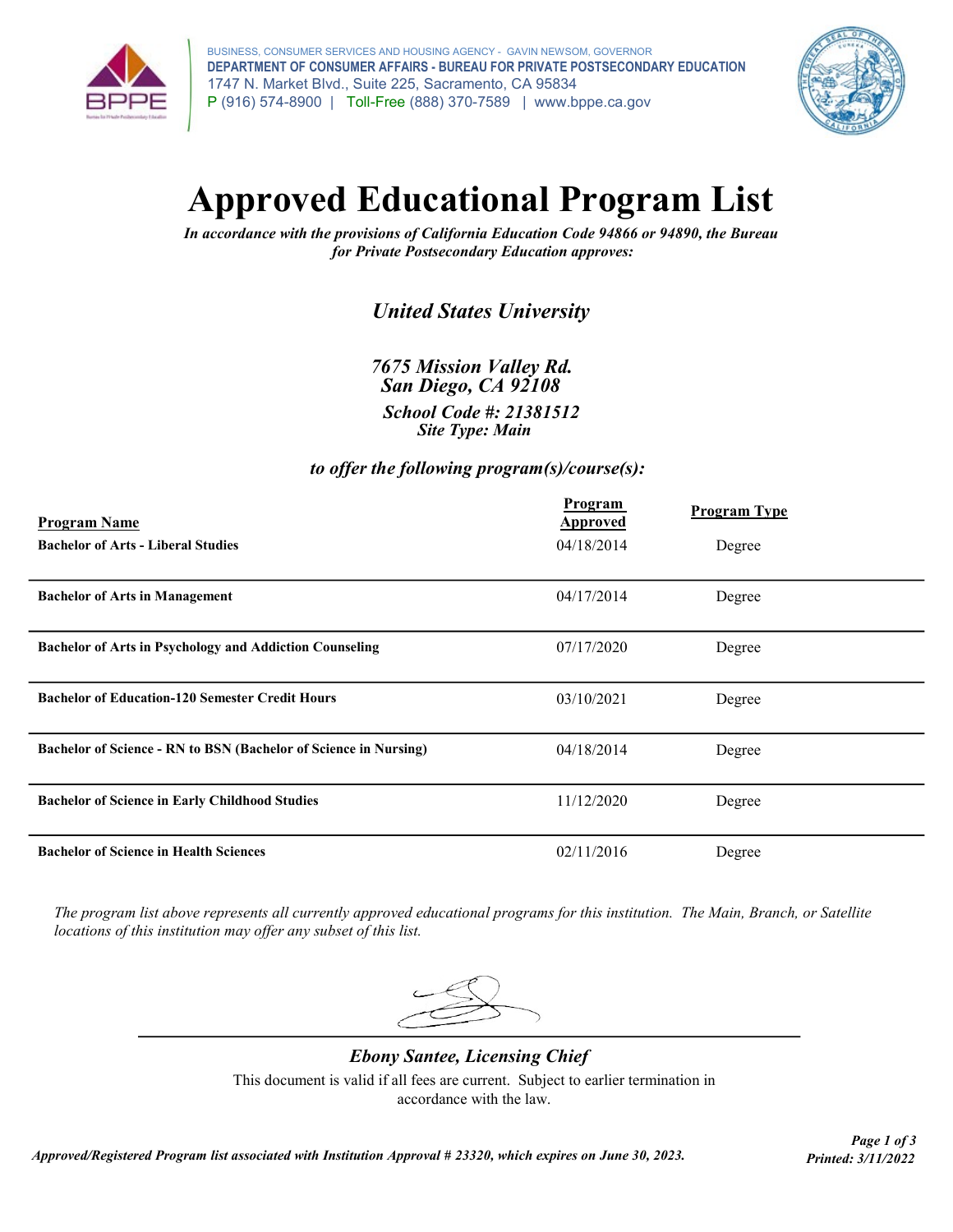BUSINESS, CONSUMER SERVICES AND HOUSING AGENCY - GAVIN NEWSOM, GOVERNOR
**DEPARTMENT OF CONSUMER AFFAIRS - BUREAU FOR PRIVATE POSTSECONDARY EDUCATION**
1747 N. Market Blvd., Suite 225, Sacramento, CA 95834
P (916) 574-8900 | Toll-Free (888) 370-7589 | www.bppe.ca.gov

# Approved Educational Program List

*In accordance with the provisions of California Education Code 94866 or 94890, the Bureau for Private Postsecondary Education approves:*

## *United States University*

***7675 Mission Valley Rd.***
***San Diego, CA 92108***
***School Code #: 21381512***
***Site Type: Main***

***to offer the following program(s)/course(s):***

| Program Name | Program Approved | Program Type |
|---|---|---|
| **Bachelor of Arts - Liberal Studies** | 04/18/2014 | Degree |
| **Bachelor of Arts in Management** | 04/17/2014 | Degree |
| **Bachelor of Arts in Psychology and Addiction Counseling** | 07/17/2020 | Degree |
| **Bachelor of Education-120 Semester Credit Hours** | 03/10/2021 | Degree |
| **Bachelor of Science - RN to BSN (Bachelor of Science in Nursing)** | 04/18/2014 | Degree |
| **Bachelor of Science in Early Childhood Studies** | 11/12/2020 | Degree |
| **Bachelor of Science in Health Sciences** | 02/11/2016 | Degree |

*The program list above represents all currently approved educational programs for this institution. The Main, Branch, or Satellite locations of this institution may offer any subset of this list.*

*Ebony Santee, Licensing Chief*

This document is valid if all fees are current. Subject to earlier termination in accordance with the law.

***Approved/Registered Program list associated with Institution Approval # 23320, which expires on June 30, 2023.***

***Printed: 3/11/2022***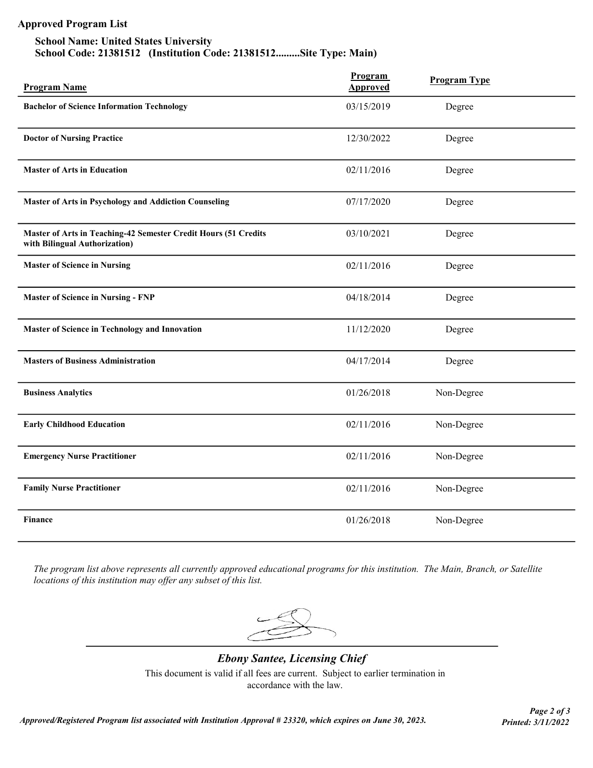**Approved Program List**

**School Name: United States University**
**School Code: 21381512 (Institution Code: 21381512.........Site Type: Main)**

| Program Name | Program Approved | Program Type |
|---|---|---|
| **Bachelor of Science Information Technology** | 03/15/2019 | Degree |
| **Doctor of Nursing Practice** | 12/30/2022 | Degree |
| **Master of Arts in Education** | 02/11/2016 | Degree |
| **Master of Arts in Psychology and Addiction Counseling** | 07/17/2020 | Degree |
| **Master of Arts in Teaching-42 Semester Credit Hours (51 Credits with Bilingual Authorization)** | 03/10/2021 | Degree |
| **Master of Science in Nursing** | 02/11/2016 | Degree |
| **Master of Science in Nursing - FNP** | 04/18/2014 | Degree |
| **Master of Science in Technology and Innovation** | 11/12/2020 | Degree |
| **Masters of Business Administration** | 04/17/2014 | Degree |
| **Business Analytics** | 01/26/2018 | Non-Degree |
| **Early Childhood Education** | 02/11/2016 | Non-Degree |
| **Emergency Nurse Practitioner** | 02/11/2016 | Non-Degree |
| **Family Nurse Practitioner** | 02/11/2016 | Non-Degree |
| **Finance** | 01/26/2018 | Non-Degree |

*The program list above represents all currently approved educational programs for this institution. The Main, Branch, or Satellite locations of this institution may offer any subset of this list.*

***Ebony Santee, Licensing Chief***

This document is valid if all fees are current. Subject to earlier termination in accordance with the law.

***Approved/Registered Program list associated with Institution Approval # 23320, which expires on June 30, 2023.***

***Printed: 3/11/2022***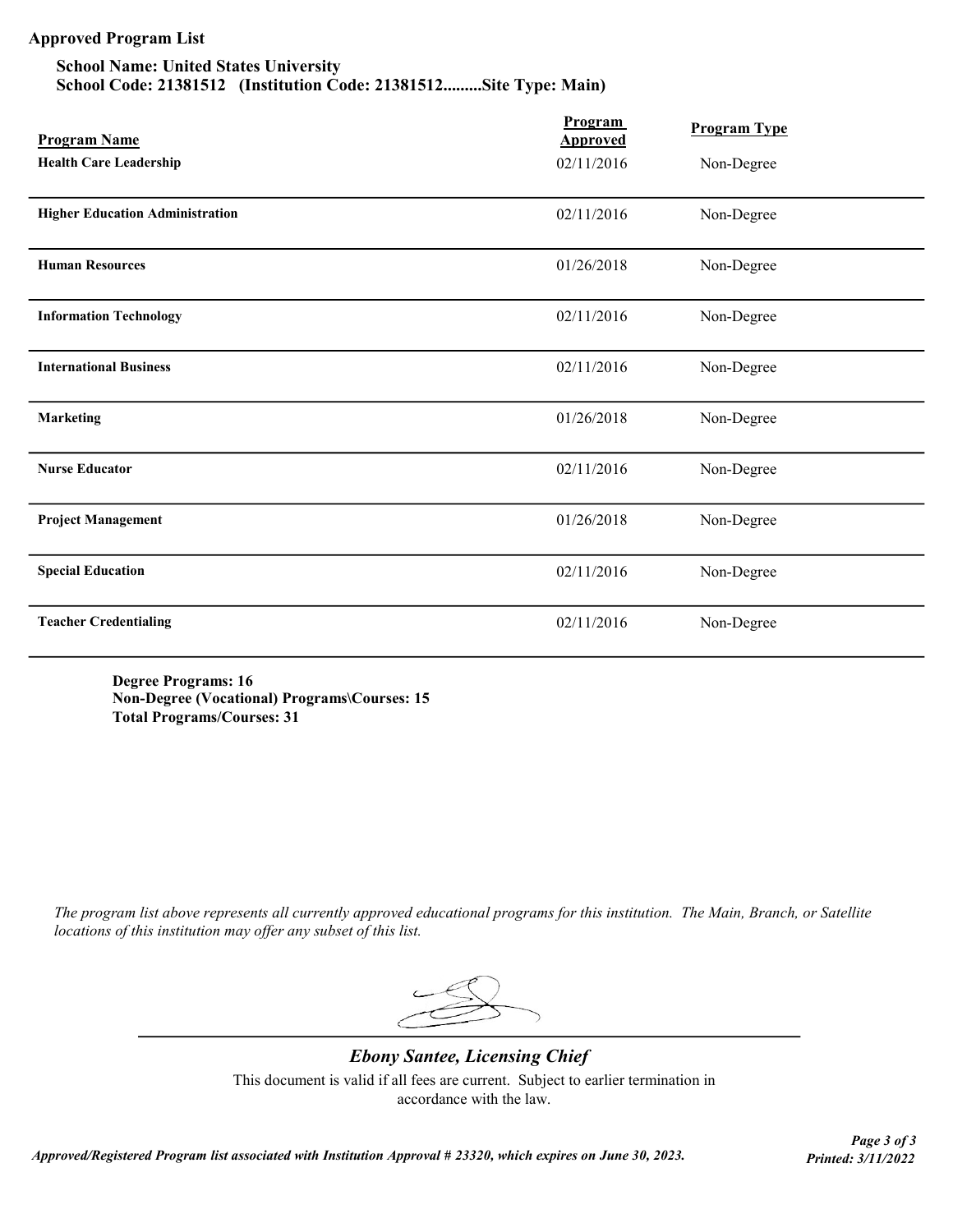**Approved Program List**

**School Name: United States University**
**School Code: 21381512 (Institution Code: 21381512.........Site Type: Main)**

| Program Name | Program Approved | Program Type |
|---|---|---|
| **Health Care Leadership** | 02/11/2016 | Non-Degree |
| **Higher Education Administration** | 02/11/2016 | Non-Degree |
| **Human Resources** | 01/26/2018 | Non-Degree |
| **Information Technology** | 02/11/2016 | Non-Degree |
| **International Business** | 02/11/2016 | Non-Degree |
| **Marketing** | 01/26/2018 | Non-Degree |
| **Nurse Educator** | 02/11/2016 | Non-Degree |
| **Project Management** | 01/26/2018 | Non-Degree |
| **Special Education** | 02/11/2016 | Non-Degree |
| **Teacher Credentialing** | 02/11/2016 | Non-Degree |

**Degree Programs: 16**
**Non-Degree (Vocational) Programs\Courses: 15**
**Total Programs/Courses: 31**

*The program list above represents all currently approved educational programs for this institution. The Main, Branch, or Satellite locations of this institution may offer any subset of this list.*

***Ebony Santee, Licensing Chief***

This document is valid if all fees are current. Subject to earlier termination in accordance with the law.

***Approved/Registered Program list associated with Institution Approval # 23320, which expires on June 30, 2023.***

***Printed: 3/11/2022***